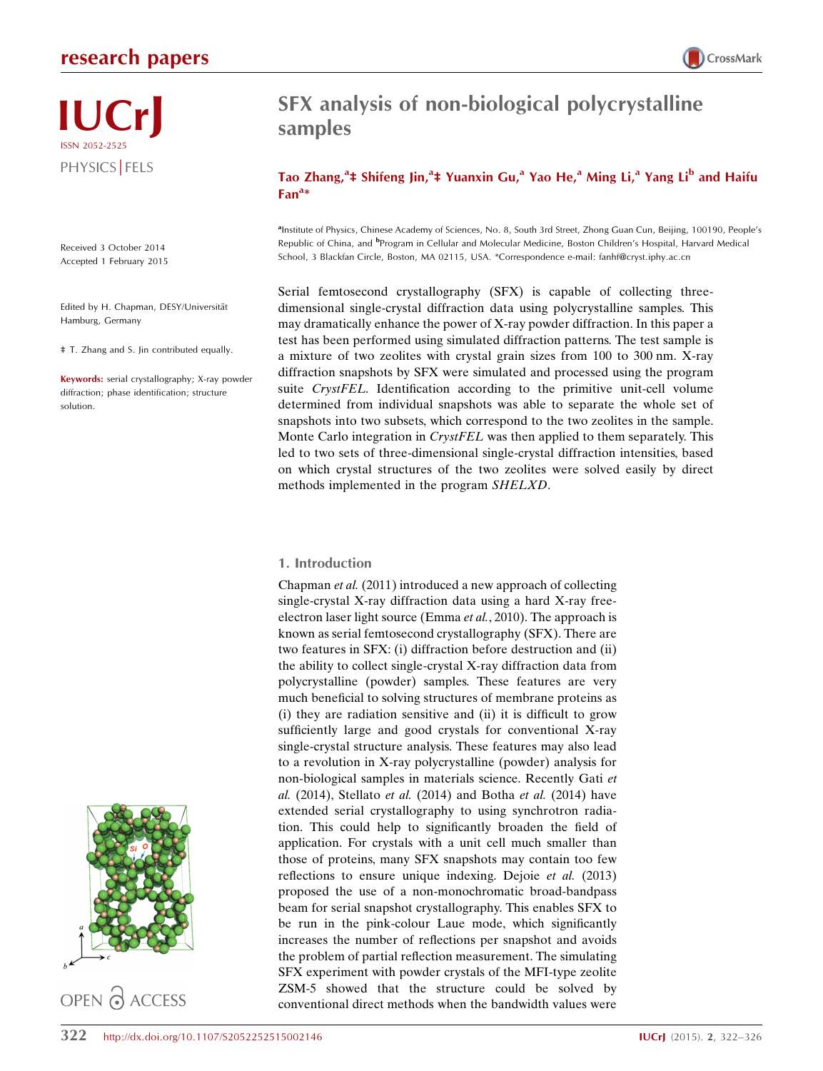# SFX analysis of non-biological polycrystalline samples

**Tao Zhang,[a]‡ Shifeng Jin,[a]‡ Yuanxin Gu,[a] Yao He,[a] Ming Li,[a] Yang Li[b] and Haifu Fan[a]***

[a]Institute of Physics, Chinese Academy of Sciences, No. 8, South 3rd Street, Zhong Guan Cun, Beijing, 100190, People's Republic of China, and [b]Program in Cellular and Molecular Medicine, Boston Children's Hospital, Harvard Medical School, 3 Blackfan Circle, Boston, MA 02115, USA. *Correspondence e-mail: fanhf@cryst.iphy.ac.cn

IUCrJ
ISSN 2052-2525
PHYSICS | FELS

Received 3 October 2014
Accepted 1 February 2015

Edited by H. Chapman, DESY/Universität Hamburg, Germany

‡ T. Zhang and S. Jin contributed equally.

**Keywords:** serial crystallography; X-ray powder diffraction; phase identification; structure solution.

OPEN ACCESS

Serial femtosecond crystallography (SFX) is capable of collecting three-dimensional single-crystal diffraction data using polycrystalline samples. This may dramatically enhance the power of X-ray powder diffraction. In this paper a test has been performed using simulated diffraction patterns. The test sample is a mixture of two zeolites with crystal grain sizes from 100 to 300 nm. X-ray diffraction snapshots by SFX were simulated and processed using the program suite *CrystFEL*. Identification according to the primitive unit-cell volume determined from individual snapshots was able to separate the whole set of snapshots into two subsets, which correspond to the two zeolites in the sample. Monte Carlo integration in *CrystFEL* was then applied to them separately. This led to two sets of three-dimensional single-crystal diffraction intensities, based on which crystal structures of the two zeolites were solved easily by direct methods implemented in the program *SHELXD*.

## 1. Introduction

Chapman *et al.* (2011) introduced a new approach of collecting single-crystal X-ray diffraction data using a hard X-ray free-electron laser light source (Emma *et al.*, 2010). The approach is known as serial femtosecond crystallography (SFX). There are two features in SFX: (i) diffraction before destruction and (ii) the ability to collect single-crystal X-ray diffraction data from polycrystalline (powder) samples. These features are very much beneficial to solving structures of membrane proteins as (i) they are radiation sensitive and (ii) it is difficult to grow sufficiently large and good crystals for conventional X-ray single-crystal structure analysis. These features may also lead to a revolution in X-ray polycrystalline (powder) analysis for non-biological samples in materials science. Recently Gati *et al.* (2014), Stellato *et al.* (2014) and Botha *et al.* (2014) have extended serial crystallography to using synchrotron radiation. This could help to significantly broaden the field of application. For crystals with a unit cell much smaller than those of proteins, many SFX snapshots may contain too few reflections to ensure unique indexing. Dejoie *et al.* (2013) proposed the use of a non-monochromatic broad-bandpass beam for serial snapshot crystallography. This enables SFX to be run in the pink-colour Laue mode, which significantly increases the number of reflections per snapshot and avoids the problem of partial reflection measurement. The simulating SFX experiment with powder crystals of the MFI-type zeolite ZSM-5 showed that the structure could be solved by conventional direct methods when the bandwidth values were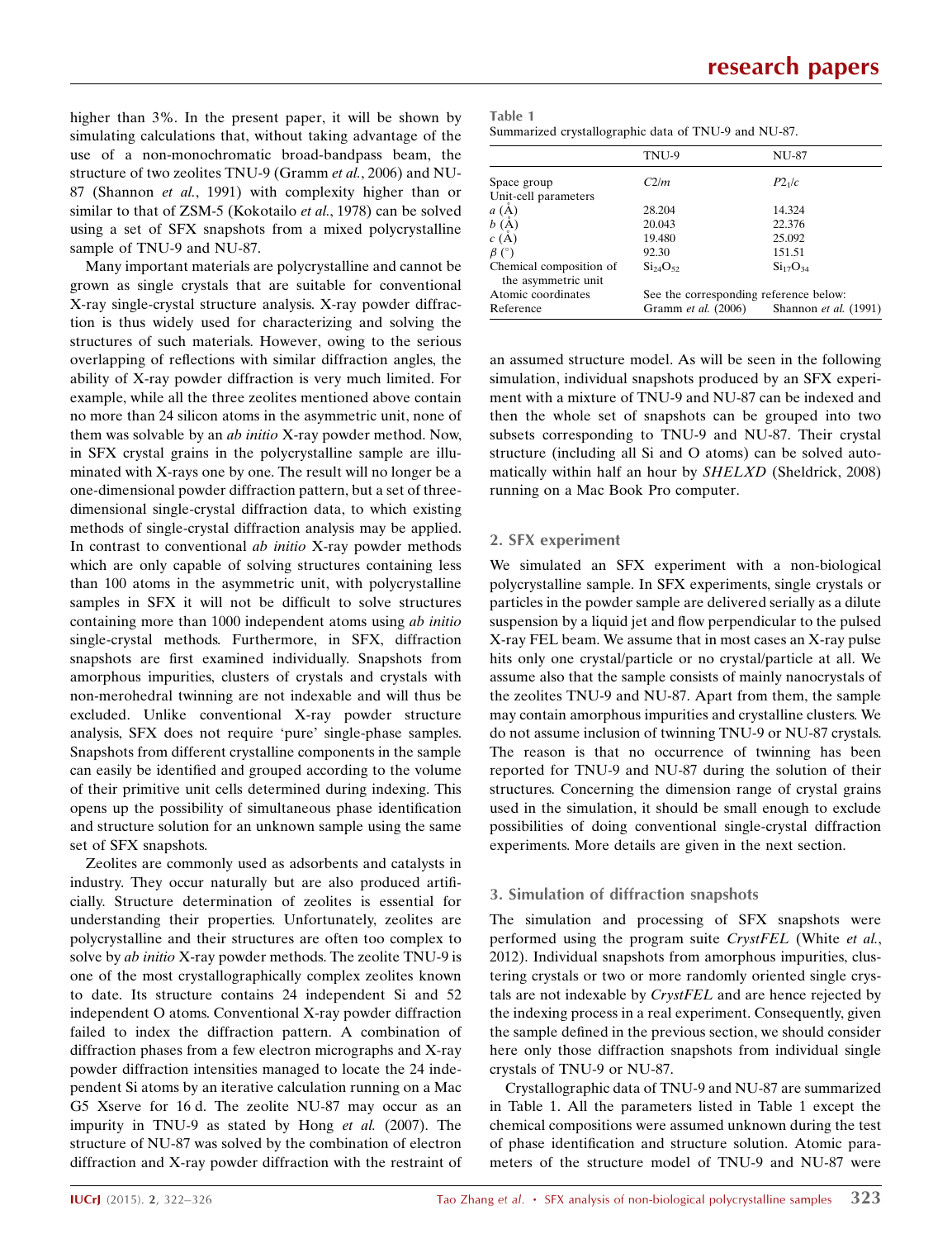higher than 3%. In the present paper, it will be shown by simulating calculations that, without taking advantage of the use of a non-monochromatic broad-bandpass beam, the structure of two zeolites TNU-9 (Gramm *et al.*, 2006) and NU-87 (Shannon *et al.*, 1991) with complexity higher than or similar to that of ZSM-5 (Kokotailo *et al.*, 1978) can be solved using a set of SFX snapshots from a mixed polycrystalline sample of TNU-9 and NU-87.

Many important materials are polycrystalline and cannot be grown as single crystals that are suitable for conventional X-ray single-crystal structure analysis. X-ray powder diffraction is thus widely used for characterizing and solving the structures of such materials. However, owing to the serious overlapping of reflections with similar diffraction angles, the ability of X-ray powder diffraction is very much limited. For example, while all the three zeolites mentioned above contain no more than 24 silicon atoms in the asymmetric unit, none of them was solvable by an *ab initio* X-ray powder method. Now, in SFX crystal grains in the polycrystalline sample are illuminated with X-rays one by one. The result will no longer be a one-dimensional powder diffraction pattern, but a set of three-dimensional single-crystal diffraction data, to which existing methods of single-crystal diffraction analysis may be applied. In contrast to conventional *ab initio* X-ray powder methods which are only capable of solving structures containing less than 100 atoms in the asymmetric unit, with polycrystalline samples in SFX it will not be difficult to solve structures containing more than 1000 independent atoms using *ab initio* single-crystal methods. Furthermore, in SFX, diffraction snapshots are first examined individually. Snapshots from amorphous impurities, clusters of crystals and crystals with non-merohedral twinning are not indexable and will thus be excluded. Unlike conventional X-ray powder structure analysis, SFX does not require 'pure' single-phase samples. Snapshots from different crystalline components in the sample can easily be identified and grouped according to the volume of their primitive unit cells determined during indexing. This opens up the possibility of simultaneous phase identification and structure solution for an unknown sample using the same set of SFX snapshots.

Zeolites are commonly used as adsorbents and catalysts in industry. They occur naturally but are also produced artificially. Structure determination of zeolites is essential for understanding their properties. Unfortunately, zeolites are polycrystalline and their structures are often too complex to solve by *ab initio* X-ray powder methods. The zeolite TNU-9 is one of the most crystallographically complex zeolites known to date. Its structure contains 24 independent Si and 52 independent O atoms. Conventional X-ray powder diffraction failed to index the diffraction pattern. A combination of diffraction phases from a few electron micrographs and X-ray powder diffraction intensities managed to locate the 24 independent Si atoms by an iterative calculation running on a Mac G5 Xserve for 16 d. The zeolite NU-87 may occur as an impurity in TNU-9 as stated by Hong *et al.* (2007). The structure of NU-87 was solved by the combination of electron diffraction and X-ray powder diffraction with the restraint of an assumed structure model. As will be seen in the following simulation, individual snapshots produced by an SFX experiment with a mixture of TNU-9 and NU-87 can be indexed and then the whole set of snapshots can be grouped into two subsets corresponding to TNU-9 and NU-87. Their crystal structure (including all Si and O atoms) can be solved automatically within half an hour by *SHELXD* (Sheldrick, 2008) running on a Mac Book Pro computer.

Table 1
Summarized crystallographic data of TNU-9 and NU-87.

| | TNU-9 | NU-87 |
|---|---|---|
| Space group | $C2/m$ | $P2_1/c$ |
| Unit-cell parameters | | |
| $a$ (Å) | 28.204 | 14.324 |
| $b$ (Å) | 20.043 | 22.376 |
| $c$ (Å) | 19.480 | 25.092 |
| $\beta$ (°) | 92.30 | 151.51 |
| Chemical composition of the asymmetric unit | $Si_{24}O_{52}$ | $Si_{17}O_{34}$ |
| Atomic coordinates | See the corresponding reference below: | |
| Reference | Gramm *et al.* (2006) | Shannon *et al.* (1991) |

## 2. SFX experiment

We simulated an SFX experiment with a non-biological polycrystalline sample. In SFX experiments, single crystals or particles in the powder sample are delivered serially as a dilute suspension by a liquid jet and flow perpendicular to the pulsed X-ray FEL beam. We assume that in most cases an X-ray pulse hits only one crystal/particle or no crystal/particle at all. We assume also that the sample consists of mainly nanocrystals of the zeolites TNU-9 and NU-87. Apart from them, the sample may contain amorphous impurities and crystalline clusters. We do not assume inclusion of twinning TNU-9 or NU-87 crystals. The reason is that no occurrence of twinning has been reported for TNU-9 and NU-87 during the solution of their structures. Concerning the dimension range of crystal grains used in the simulation, it should be small enough to exclude possibilities of doing conventional single-crystal diffraction experiments. More details are given in the next section.

## 3. Simulation of diffraction snapshots

The simulation and processing of SFX snapshots were performed using the program suite *CrystFEL* (White *et al.*, 2012). Individual snapshots from amorphous impurities, clustering crystals or two or more randomly oriented single crystals are not indexable by *CrystFEL* and are hence rejected by the indexing process in a real experiment. Consequently, given the sample defined in the previous section, we should consider here only those diffraction snapshots from individual single crystals of TNU-9 or NU-87.

Crystallographic data of TNU-9 and NU-87 are summarized in Table 1. All the parameters listed in Table 1 except the chemical compositions were assumed unknown during the test of phase identification and structure solution. Atomic parameters of the structure model of TNU-9 and NU-87 were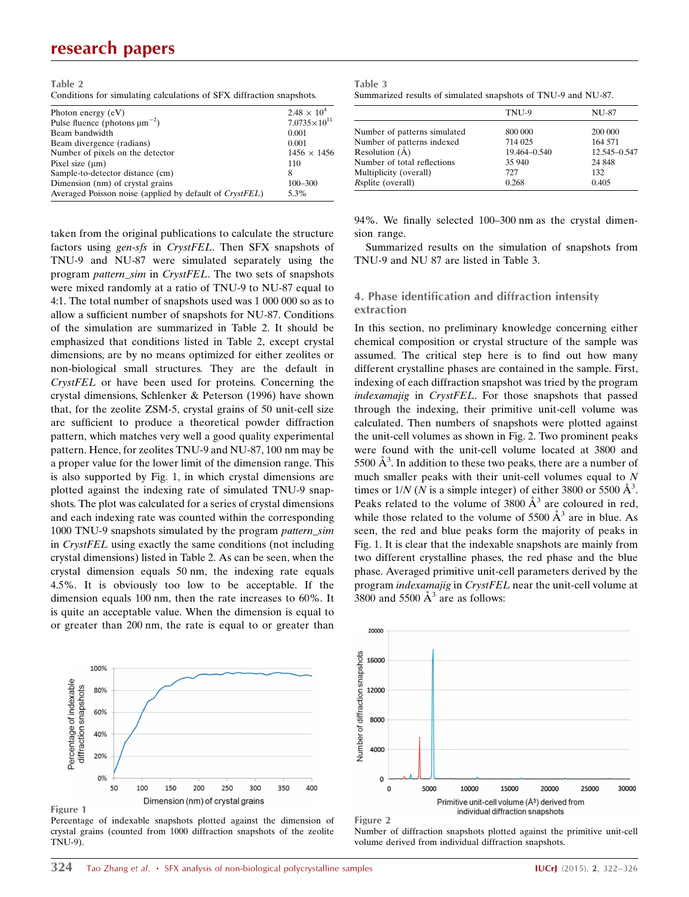**Table 2**
Conditions for simulating calculations of SFX diffraction snapshots.

| | |
|---|---|
| Photon energy (eV) | $2.48 \times 10^4$ |
| Pulse fluence (photons $\mu m^{-2}$) | $7.0735 \times 10^{11}$ |
| Beam bandwidth | 0.001 |
| Beam divergence (radians) | 0.001 |
| Number of pixels on the detector | $1456 \times 1456$ |
| Pixel size (μm) | 110 |
| Sample-to-detector distance (cm) | 8 |
| Dimension (nm) of crystal grains | 100–300 |
| Averaged Poisson noise (applied by default of *CrystFEL*) | 5.3% |

**Table 3**
Summarized results of simulated snapshots of TNU-9 and NU-87.

| | TNU-9 | NU-87 |
|---|---|---|
| Number of patterns simulated | 800 000 | 200 000 |
| Number of patterns indexed | 714 025 | 164 571 |
| Resolution (Å) | 19.464–0.540 | 12.545–0.547 |
| Number of total reflections | 35 940 | 24 848 |
| Multiplicity (overall) | 727 | 132 |
| Rsplite (overall) | 0.268 | 0.405 |

taken from the original publications to calculate the structure factors using *gen-sfs* in *CrystFEL*. Then SFX snapshots of TNU-9 and NU-87 were simulated separately using the program *pattern_sim* in *CrystFEL*. The two sets of snapshots were mixed randomly at a ratio of TNU-9 to NU-87 equal to 4:1. The total number of snapshots used was 1 000 000 so as to allow a sufficient number of snapshots for NU-87. Conditions of the simulation are summarized in Table 2. It should be emphasized that conditions listed in Table 2, except crystal dimensions, are by no means optimized for either zeolites or non-biological small structures. They are the default in *CrystFEL* or have been used for proteins. Concerning the crystal dimensions, Schlenker & Peterson (1996) have shown that, for the zeolite ZSM-5, crystal grains of 50 unit-cell size are sufficient to produce a theoretical powder diffraction pattern, which matches very well a good quality experimental pattern. Hence, for zeolites TNU-9 and NU-87, 100 nm may be a proper value for the lower limit of the dimension range. This is also supported by Fig. 1, in which crystal dimensions are plotted against the indexing rate of simulated TNU-9 snapshots. The plot was calculated for a series of crystal dimensions and each indexing rate was counted within the corresponding 1000 TNU-9 snapshots simulated by the program *pattern_sim* in *CrystFEL* using exactly the same conditions (not including crystal dimensions) listed in Table 2. As can be seen, when the crystal dimension equals 50 nm, the indexing rate equals 4.5%. It is obviously too low to be acceptable. If the dimension equals 100 nm, then the rate increases to 60%. It is quite an acceptable value. When the dimension is equal to or greater than 200 nm, the rate is equal to or greater than 94%. We finally selected 100–300 nm as the crystal dimension range.

Summarized results on the simulation of snapshots from TNU-9 and NU 87 are listed in Table 3.

**Figure 1**
Percentage of indexable snapshots plotted against the dimension of crystal grains (counted from 1000 diffraction snapshots of the zeolite TNU-9).

## 4. Phase identification and diffraction intensity extraction

In this section, no preliminary knowledge concerning either chemical composition or crystal structure of the sample was assumed. The critical step here is to find out how many different crystalline phases are contained in the sample. First, indexing of each diffraction snapshot was tried by the program *indexamajig* in *CrystFEL*. For those snapshots that passed through the indexing, their primitive unit-cell volume was calculated. Then numbers of snapshots were plotted against the unit-cell volumes as shown in Fig. 2. Two prominent peaks were found with the unit-cell volume located at 3800 and 5500 $\text{Å}^3$. In addition to these two peaks, there are a number of much smaller peaks with their unit-cell volumes equal to $N$ times or $1/N$ ($N$ is a simple integer) of either 3800 or 5500 $\text{Å}^3$. Peaks related to the volume of 3800 $\text{Å}^3$ are coloured in red, while those related to the volume of 5500 $\text{Å}^3$ are in blue. As seen, the red and blue peaks form the majority of peaks in Fig. 1. It is clear that the indexable snapshots are mainly from two different crystalline phases, the red phase and the blue phase. Averaged primitive unit-cell parameters derived by the program *indexamajig* in *CrystFEL* near the unit-cell volume at 3800 and 5500 $\text{Å}^3$ are as follows:

**Figure 2**
Number of diffraction snapshots plotted against the primitive unit-cell volume derived from individual diffraction snapshots.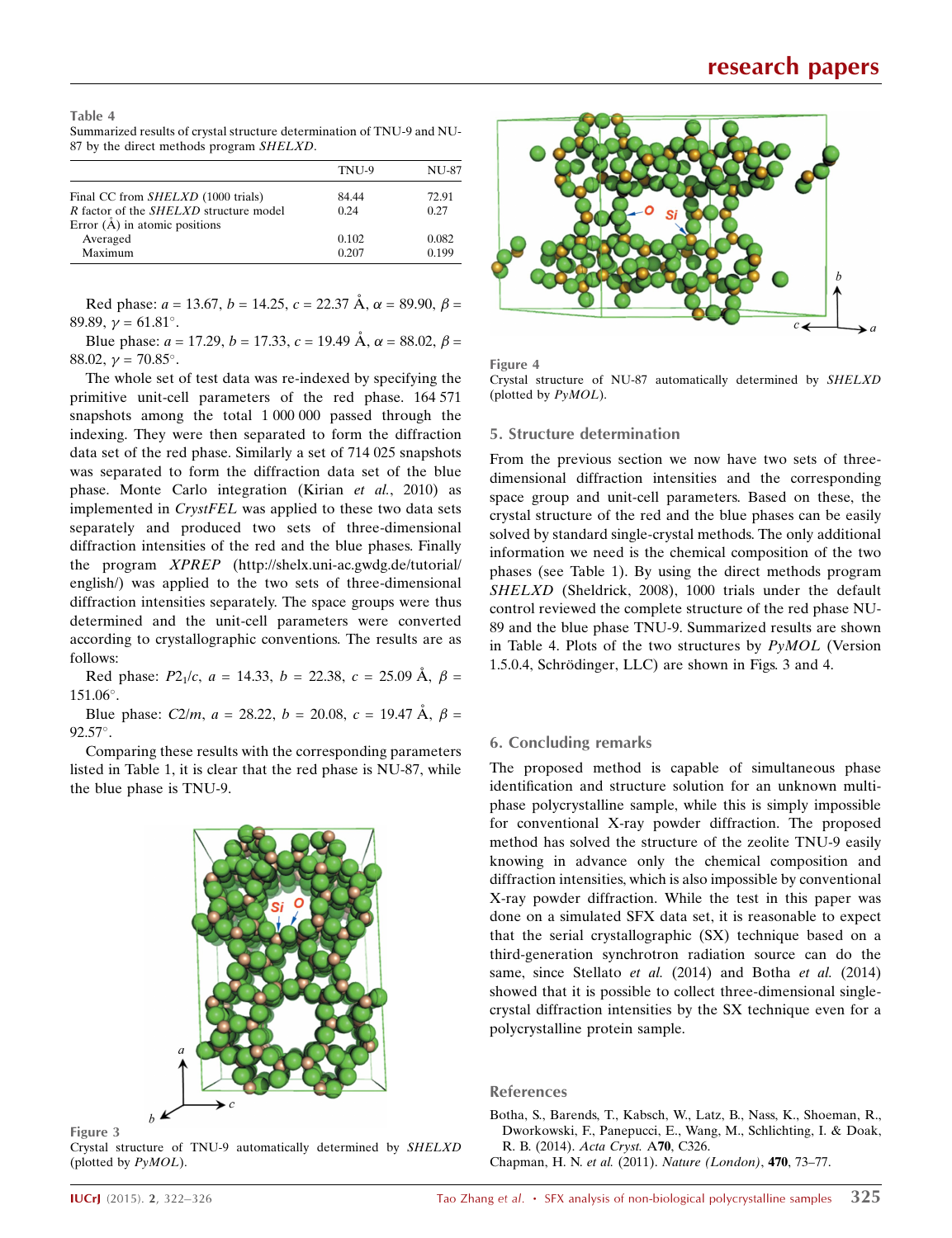**Table 4**
Summarized results of crystal structure determination of TNU-9 and NU-87 by the direct methods program *SHELXD*.

| | TNU-9 | NU-87 |
|---|---|---|
| Final CC from *SHELXD* (1000 trials) | 84.44 | 72.91 |
| *R* factor of the *SHELXD* structure model | 0.24 | 0.27 |
| Error (Å) in atomic positions | | |
| Averaged | 0.102 | 0.082 |
| Maximum | 0.207 | 0.199 |

Red phase: $a$ = 13.67, $b$ = 14.25, $c$ = 22.37 Å, $\alpha$ = 89.90, $\beta$ = 89.89, $\gamma$ = 61.81°.

Blue phase: $a$ = 17.29, $b$ = 17.33, $c$ = 19.49 Å, $\alpha$ = 88.02, $\beta$ = 88.02, $\gamma$ = 70.85°.

The whole set of test data was re-indexed by specifying the primitive unit-cell parameters of the red phase. 164 571 snapshots among the total 1 000 000 passed through the indexing. They were then separated to form the diffraction data set of the red phase. Similarly a set of 714 025 snapshots was separated to form the diffraction data set of the blue phase. Monte Carlo integration (Kirian *et al.*, 2010) as implemented in *CrystFEL* was applied to these two data sets separately and produced two sets of three-dimensional diffraction intensities of the red and the blue phases. Finally the program *XPREP* (http://shelx.uni-ac.gwdg.de/tutorial/english/) was applied to the two sets of three-dimensional diffraction intensities separately. The space groups were thus determined and the unit-cell parameters were converted according to crystallographic conventions. The results are as follows:

Red phase: $P2_1/c$, $a$ = 14.33, $b$ = 22.38, $c$ = 25.09 Å, $\beta$ = 151.06°.

Blue phase: $C2/m$, $a$ = 28.22, $b$ = 20.08, $c$ = 19.47 Å, $\beta$ = 92.57°.

Comparing these results with the corresponding parameters listed in Table 1, it is clear that the red phase is NU-87, while the blue phase is TNU-9.

**Figure 3**
Crystal structure of TNU-9 automatically determined by *SHELXD* (plotted by *PyMOL*).

**Figure 4**
Crystal structure of NU-87 automatically determined by *SHELXD* (plotted by *PyMOL*).

## 5. Structure determination

From the previous section we now have two sets of three-dimensional diffraction intensities and the corresponding space group and unit-cell parameters. Based on these, the crystal structure of the red and the blue phases can be easily solved by standard single-crystal methods. The only additional information we need is the chemical composition of the two phases (see Table 1). By using the direct methods program *SHELXD* (Sheldrick, 2008), 1000 trials under the default control reviewed the complete structure of the red phase NU-89 and the blue phase TNU-9. Summarized results are shown in Table 4. Plots of the two structures by *PyMOL* (Version 1.5.0.4, Schrödinger, LLC) are shown in Figs. 3 and 4.

## 6. Concluding remarks

The proposed method is capable of simultaneous phase identification and structure solution for an unknown multi-phase polycrystalline sample, while this is simply impossible for conventional X-ray powder diffraction. The proposed method has solved the structure of the zeolite TNU-9 easily knowing in advance only the chemical composition and diffraction intensities, which is also impossible by conventional X-ray powder diffraction. While the test in this paper was done on a simulated SFX data set, it is reasonable to expect that the serial crystallographic (SX) technique based on a third-generation synchrotron radiation source can do the same, since Stellato *et al.* (2014) and Botha *et al.* (2014) showed that it is possible to collect three-dimensional single-crystal diffraction intensities by the SX technique even for a polycrystalline protein sample.

## References

Botha, S., Barends, T., Kabsch, W., Latz, B., Nass, K., Shoeman, R., Dworkowski, F., Panepucci, E., Wang, M., Schlichting, I. & Doak, R. B. (2014). *Acta Cryst.* A**70**, C326.

Chapman, H. N. *et al.* (2011). *Nature (London)*, **470**, 73–77.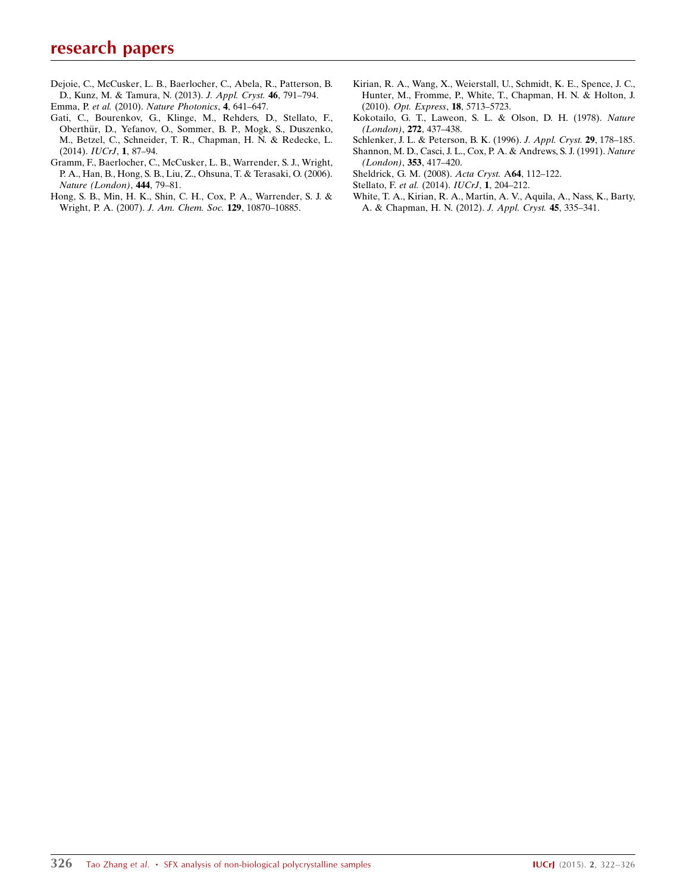Dejoie, C., McCusker, L. B., Baerlocher, C., Abela, R., Patterson, B. D., Kunz, M. & Tamura, N. (2013). *J. Appl. Cryst.* **46**, 791–794.

Emma, P. *et al.* (2010). *Nature Photonics*, **4**, 641–647.

Gati, C., Bourenkov, G., Klinge, M., Rehders, D., Stellato, F., Oberthür, D., Yefanov, O., Sommer, B. P., Mogk, S., Duszenko, M., Betzel, C., Schneider, T. R., Chapman, H. N. & Redecke, L. (2014). *IUCrJ*, **1**, 87–94.

Gramm, F., Baerlocher, C., McCusker, L. B., Warrender, S. J., Wright, P. A., Han, B., Hong, S. B., Liu, Z., Ohsuna, T. & Terasaki, O. (2006). *Nature (London)*, **444**, 79–81.

Hong, S. B., Min, H. K., Shin, C. H., Cox, P. A., Warrender, S. J. & Wright, P. A. (2007). *J. Am. Chem. Soc.* **129**, 10870–10885.

Kirian, R. A., Wang, X., Weierstall, U., Schmidt, K. E., Spence, J. C., Hunter, M., Fromme, P., White, T., Chapman, H. N. & Holton, J. (2010). *Opt. Express*, **18**, 5713–5723.

Kokotailo, G. T., Laweon, S. L. & Olson, D. H. (1978). *Nature (London)*, **272**, 437–438.

Schlenker, J. L. & Peterson, B. K. (1996). *J. Appl. Cryst.* **29**, 178–185.

Shannon, M. D., Casci, J. L., Cox, P. A. & Andrews, S. J. (1991). *Nature (London)*, **353**, 417–420.

Sheldrick, G. M. (2008). *Acta Cryst.* A**64**, 112–122.

Stellato, F. *et al.* (2014). *IUCrJ*, **1**, 204–212.

White, T. A., Kirian, R. A., Martin, A. V., Aquila, A., Nass, K., Barty, A. & Chapman, H. N. (2012). *J. Appl. Cryst.* **45**, 335–341.